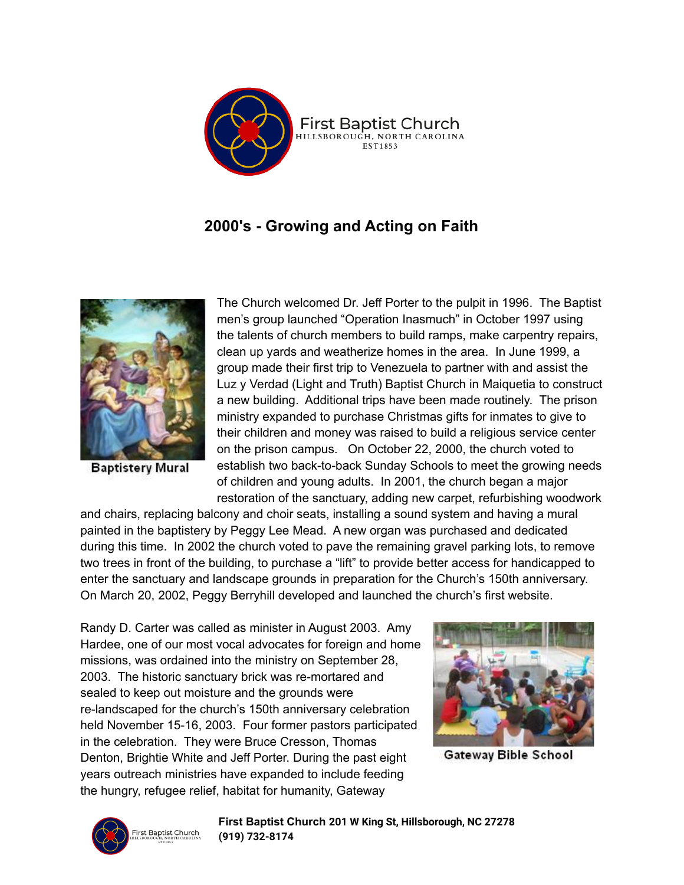First Baptist Church
HILLSBOROUGH, NORTH CAROLINA
EST1853

## 2000's - Growing and Acting on Faith

Baptistery Mural

The Church welcomed Dr. Jeff Porter to the pulpit in 1996. The Baptist men's group launched "Operation Inasmuch" in October 1997 using the talents of church members to build ramps, make carpentry repairs, clean up yards and weatherize homes in the area. In June 1999, a group made their first trip to Venezuela to partner with and assist the Luz y Verdad (Light and Truth) Baptist Church in Maiquetia to construct a new building. Additional trips have been made routinely. The prison ministry expanded to purchase Christmas gifts for inmates to give to their children and money was raised to build a religious service center on the prison campus. On October 22, 2000, the church voted to establish two back-to-back Sunday Schools to meet the growing needs of children and young adults. In 2001, the church began a major restoration of the sanctuary, adding new carpet, refurbishing woodwork and chairs, replacing balcony and choir seats, installing a sound system and having a mural painted in the baptistery by Peggy Lee Mead. A new organ was purchased and dedicated during this time. In 2002 the church voted to pave the remaining gravel parking lots, to remove two trees in front of the building, to purchase a "lift" to provide better access for handicapped to enter the sanctuary and landscape grounds in preparation for the Church's 150th anniversary. On March 20, 2002, Peggy Berryhill developed and launched the church's first website.

Randy D. Carter was called as minister in August 2003. Amy Hardee, one of our most vocal advocates for foreign and home missions, was ordained into the ministry on September 28, 2003. The historic sanctuary brick was re-mortared and sealed to keep out moisture and the grounds were re-landscaped for the church's 150th anniversary celebration held November 15-16, 2003. Four former pastors participated in the celebration. They were Bruce Cresson, Thomas Denton, Brightie White and Jeff Porter. During the past eight years outreach ministries have expanded to include feeding the hungry, refugee relief, habitat for humanity, Gateway

Gateway Bible School

**First Baptist Church 201 W King St, Hillsborough, NC 27278**
**(919) 732-8174**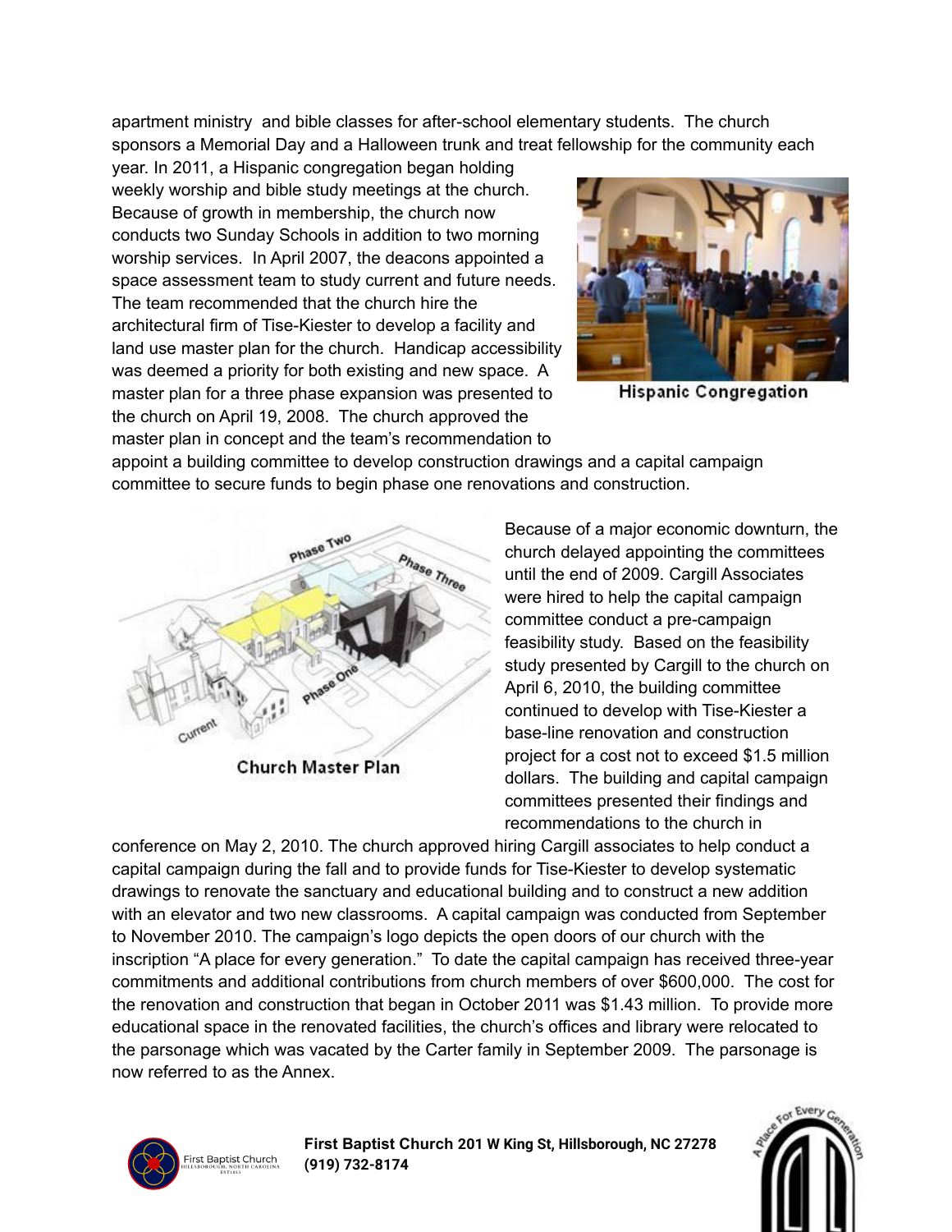apartment ministry and bible classes for after-school elementary students. The church sponsors a Memorial Day and a Halloween trunk and treat fellowship for the community each year. In 2011, a Hispanic congregation began holding weekly worship and bible study meetings at the church. Because of growth in membership, the church now conducts two Sunday Schools in addition to two morning worship services. In April 2007, the deacons appointed a space assessment team to study current and future needs. The team recommended that the church hire the architectural firm of Tise-Kiester to develop a facility and land use master plan for the church. Handicap accessibility was deemed a priority for both existing and new space. A master plan for a three phase expansion was presented to the church on April 19, 2008. The church approved the master plan in concept and the team's recommendation to appoint a building committee to develop construction drawings and a capital campaign committee to secure funds to begin phase one renovations and construction.

**Hispanic Congregation**

**Church Master Plan**

Because of a major economic downturn, the church delayed appointing the committees until the end of 2009. Cargill Associates were hired to help the capital campaign committee conduct a pre-campaign feasibility study. Based on the feasibility study presented by Cargill to the church on April 6, 2010, the building committee continued to develop with Tise-Kiester a base-line renovation and construction project for a cost not to exceed $1.5 million dollars. The building and capital campaign committees presented their findings and recommendations to the church in conference on May 2, 2010. The church approved hiring Cargill associates to help conduct a capital campaign during the fall and to provide funds for Tise-Kiester to develop systematic drawings to renovate the sanctuary and educational building and to construct a new addition with an elevator and two new classrooms. A capital campaign was conducted from September to November 2010. The campaign's logo depicts the open doors of our church with the inscription "A place for every generation." To date the capital campaign has received three-year commitments and additional contributions from church members of over $600,000. The cost for the renovation and construction that began in October 2011 was $1.43 million. To provide more educational space in the renovated facilities, the church's offices and library were relocated to the parsonage which was vacated by the Carter family in September 2009. The parsonage is now referred to as the Annex.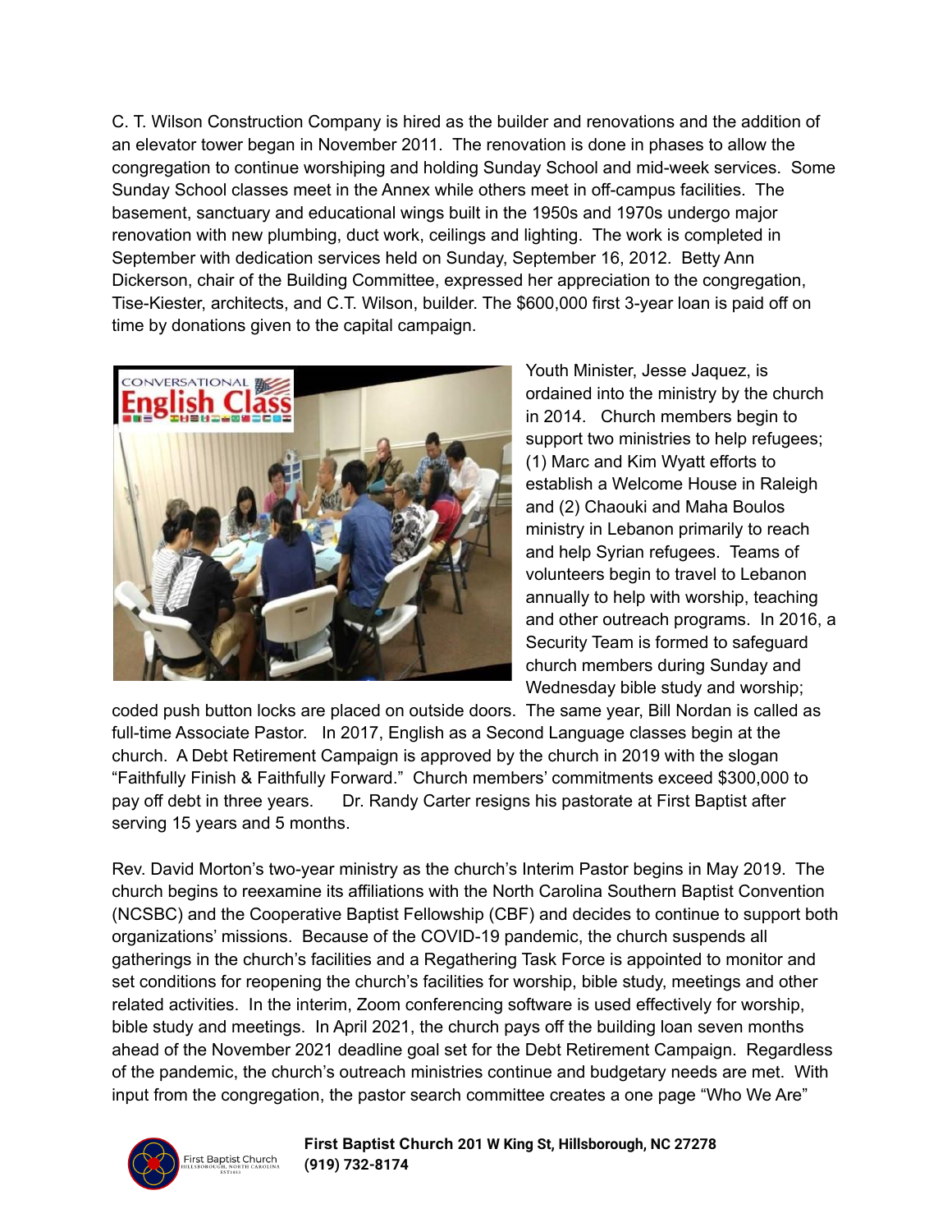C. T. Wilson Construction Company is hired as the builder and renovations and the addition of an elevator tower began in November 2011. The renovation is done in phases to allow the congregation to continue worshiping and holding Sunday School and mid-week services. Some Sunday School classes meet in the Annex while others meet in off-campus facilities. The basement, sanctuary and educational wings built in the 1950s and 1970s undergo major renovation with new plumbing, duct work, ceilings and lighting. The work is completed in September with dedication services held on Sunday, September 16, 2012. Betty Ann Dickerson, chair of the Building Committee, expressed her appreciation to the congregation, Tise-Kiester, architects, and C.T. Wilson, builder. The $600,000 first 3-year loan is paid off on time by donations given to the capital campaign.

Youth Minister, Jesse Jaquez, is ordained into the ministry by the church in 2014. Church members begin to support two ministries to help refugees; (1) Marc and Kim Wyatt efforts to establish a Welcome House in Raleigh and (2) Chaouki and Maha Boulos ministry in Lebanon primarily to reach and help Syrian refugees. Teams of volunteers begin to travel to Lebanon annually to help with worship, teaching and other outreach programs. In 2016, a Security Team is formed to safeguard church members during Sunday and Wednesday bible study and worship; coded push button locks are placed on outside doors. The same year, Bill Nordan is called as full-time Associate Pastor. In 2017, English as a Second Language classes begin at the church. A Debt Retirement Campaign is approved by the church in 2019 with the slogan "Faithfully Finish & Faithfully Forward." Church members' commitments exceed $300,000 to pay off debt in three years. Dr. Randy Carter resigns his pastorate at First Baptist after serving 15 years and 5 months.

Rev. David Morton's two-year ministry as the church's Interim Pastor begins in May 2019. The church begins to reexamine its affiliations with the North Carolina Southern Baptist Convention (NCSBC) and the Cooperative Baptist Fellowship (CBF) and decides to continue to support both organizations' missions. Because of the COVID-19 pandemic, the church suspends all gatherings in the church's facilities and a Regathering Task Force is appointed to monitor and set conditions for reopening the church's facilities for worship, bible study, meetings and other related activities. In the interim, Zoom conferencing software is used effectively for worship, bible study and meetings. In April 2021, the church pays off the building loan seven months ahead of the November 2021 deadline goal set for the Debt Retirement Campaign. Regardless of the pandemic, the church's outreach ministries continue and budgetary needs are met. With input from the congregation, the pastor search committee creates a one page "Who We Are"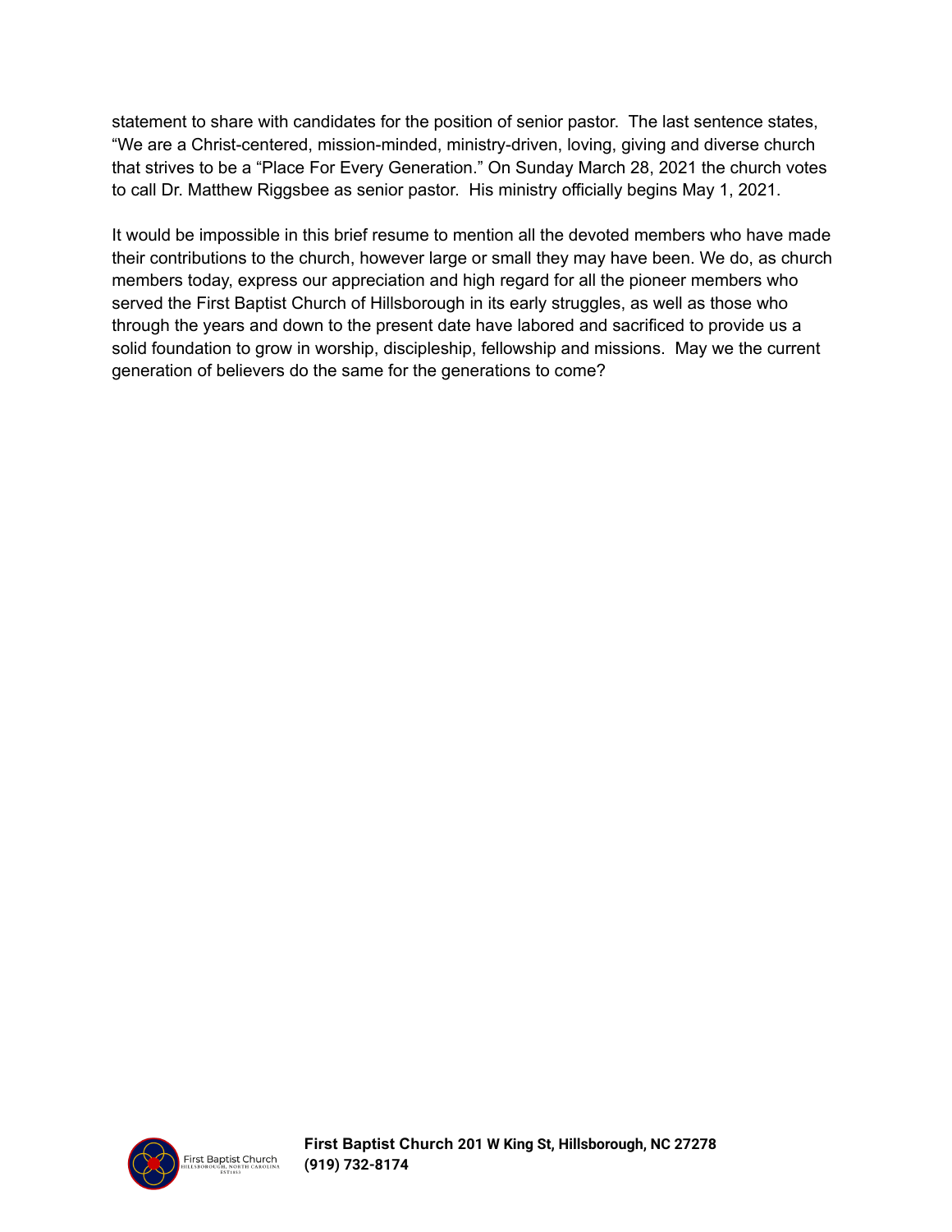statement to share with candidates for the position of senior pastor. The last sentence states, "We are a Christ-centered, mission-minded, ministry-driven, loving, giving and diverse church that strives to be a "Place For Every Generation." On Sunday March 28, 2021 the church votes to call Dr. Matthew Riggsbee as senior pastor. His ministry officially begins May 1, 2021.

It would be impossible in this brief resume to mention all the devoted members who have made their contributions to the church, however large or small they may have been. We do, as church members today, express our appreciation and high regard for all the pioneer members who served the First Baptist Church of Hillsborough in its early struggles, as well as those who through the years and down to the present date have labored and sacrificed to provide us a solid foundation to grow in worship, discipleship, fellowship and missions. May we the current generation of believers do the same for the generations to come?